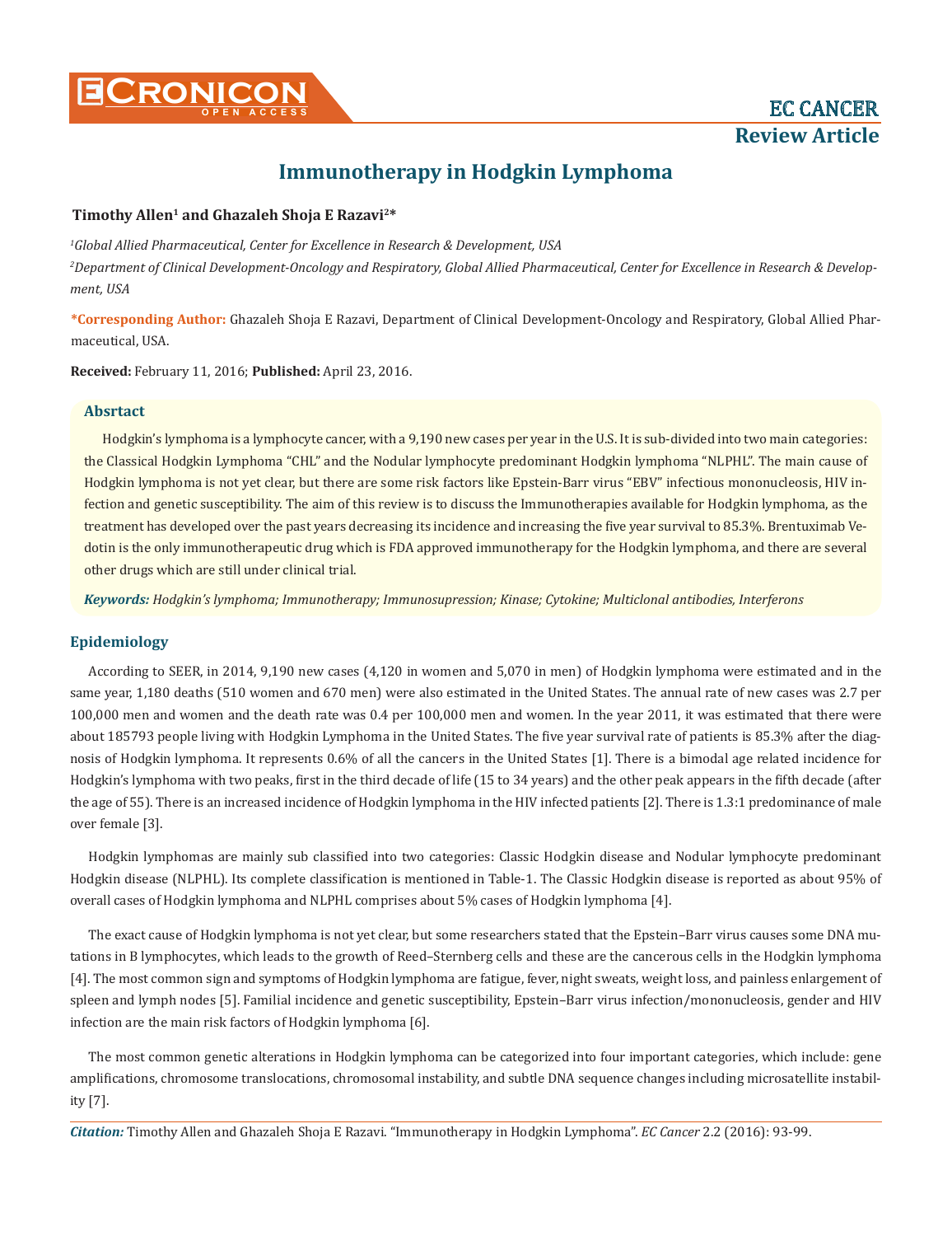EC CANCER

Review Article

# Immunotherapy in Hodgkin Lymphoma

**Timothy Allen[1] and Ghazaleh Shoja E Razavi[2]***

*[1]Global Allied Pharmaceutical, Center for Excellence in Research & Development, USA*

*[2]Department of Clinical Development-Oncology and Respiratory, Global Allied Pharmaceutical, Center for Excellence in Research & Development, USA*

**\*Corresponding Author:** Ghazaleh Shoja E Razavi, Department of Clinical Development-Oncology and Respiratory, Global Allied Pharmaceutical, USA.

**Received:** February 11, 2016; **Published:** April 23, 2016.

## Absrtact

Hodgkin's lymphoma is a lymphocyte cancer, with a 9,190 new cases per year in the U.S. It is sub-divided into two main categories: the Classical Hodgkin Lymphoma "CHL" and the Nodular lymphocyte predominant Hodgkin lymphoma "NLPHL". The main cause of Hodgkin lymphoma is not yet clear, but there are some risk factors like Epstein-Barr virus "EBV" infectious mononucleosis, HIV infection and genetic susceptibility. The aim of this review is to discuss the Immunotherapies available for Hodgkin lymphoma, as the treatment has developed over the past years decreasing its incidence and increasing the five year survival to 85.3%. Brentuximab Vedotin is the only immunotherapeutic drug which is FDA approved immunotherapy for the Hodgkin lymphoma, and there are several other drugs which are still under clinical trial.

***Keywords:*** *Hodgkin's lymphoma; Immunotherapy; Immunosupression; Kinase; Cytokine; Multiclonal antibodies, Interferons*

## Epidemiology

According to SEER, in 2014, 9,190 new cases (4,120 in women and 5,070 in men) of Hodgkin lymphoma were estimated and in the same year, 1,180 deaths (510 women and 670 men) were also estimated in the United States. The annual rate of new cases was 2.7 per 100,000 men and women and the death rate was 0.4 per 100,000 men and women. In the year 2011, it was estimated that there were about 185793 people living with Hodgkin Lymphoma in the United States. The five year survival rate of patients is 85.3% after the diagnosis of Hodgkin lymphoma. It represents 0.6% of all the cancers in the United States [1]. There is a bimodal age related incidence for Hodgkin's lymphoma with two peaks, first in the third decade of life (15 to 34 years) and the other peak appears in the fifth decade (after the age of 55). There is an increased incidence of Hodgkin lymphoma in the HIV infected patients [2]. There is 1.3:1 predominance of male over female [3].

Hodgkin lymphomas are mainly sub classified into two categories: Classic Hodgkin disease and Nodular lymphocyte predominant Hodgkin disease (NLPHL). Its complete classification is mentioned in Table-1. The Classic Hodgkin disease is reported as about 95% of overall cases of Hodgkin lymphoma and NLPHL comprises about 5% cases of Hodgkin lymphoma [4].

The exact cause of Hodgkin lymphoma is not yet clear, but some researchers stated that the Epstein–Barr virus causes some DNA mutations in B lymphocytes, which leads to the growth of Reed–Sternberg cells and these are the cancerous cells in the Hodgkin lymphoma [4]. The most common sign and symptoms of Hodgkin lymphoma are fatigue, fever, night sweats, weight loss, and painless enlargement of spleen and lymph nodes [5]. Familial incidence and genetic susceptibility, Epstein–Barr virus infection/mononucleosis, gender and HIV infection are the main risk factors of Hodgkin lymphoma [6].

The most common genetic alterations in Hodgkin lymphoma can be categorized into four important categories, which include: gene amplifications, chromosome translocations, chromosomal instability, and subtle DNA sequence changes including microsatellite instability [7].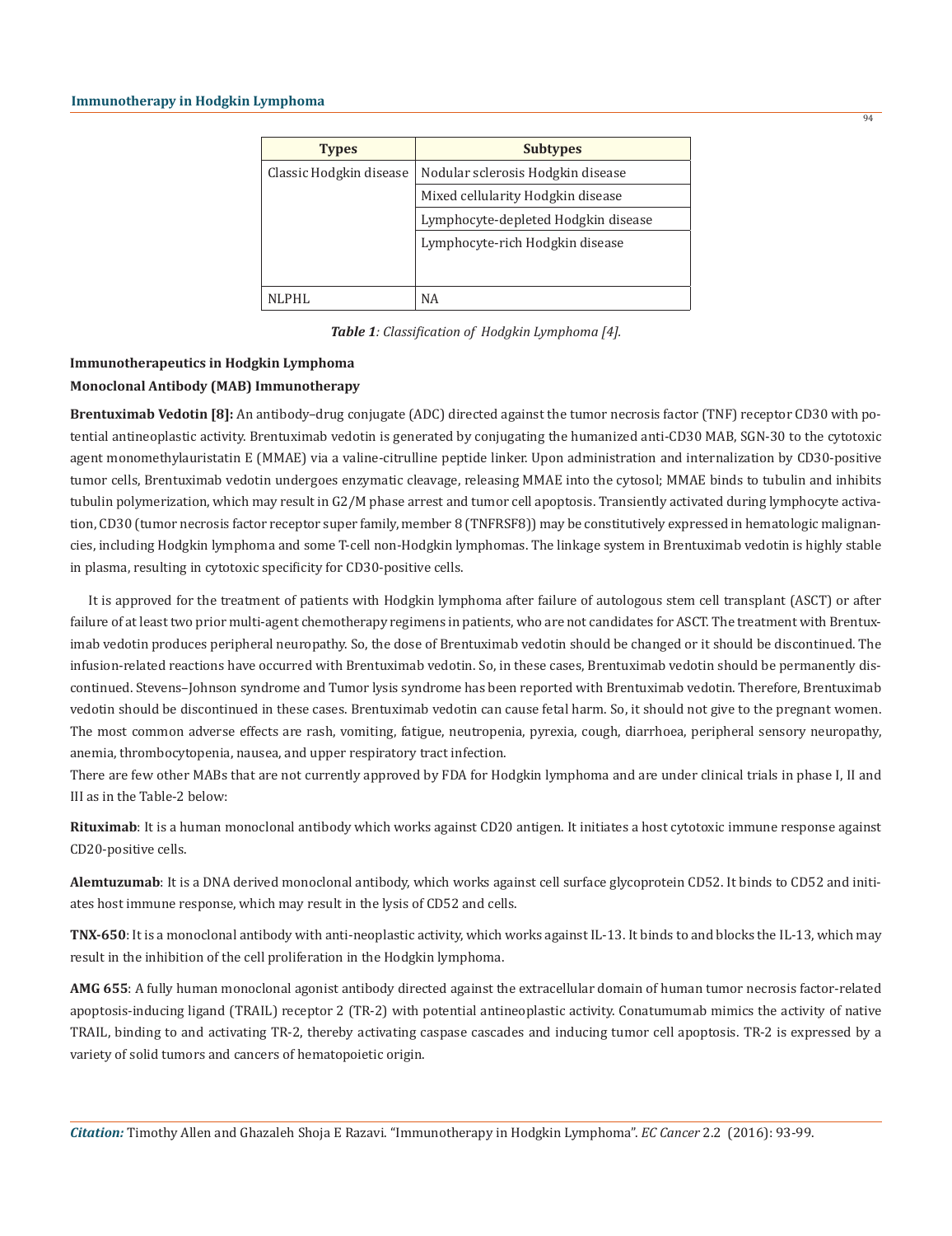| Types | Subtypes |
|---|---|
| Classic Hodgkin disease | Nodular sclerosis Hodgkin disease |
| | Mixed cellularity Hodgkin disease |
| | Lymphocyte-depleted Hodgkin disease |
| | Lymphocyte-rich Hodgkin disease |
| NLPHL | NA |

***Table 1**: Classification of Hodgkin Lymphoma [4].*

### Immunotherapeutics in Hodgkin Lymphoma

### Monoclonal Antibody (MAB) Immunotherapy

**Brentuximab Vedotin [8]:** An antibody–drug conjugate (ADC) directed against the tumor necrosis factor (TNF) receptor CD30 with potential antineoplastic activity. Brentuximab vedotin is generated by conjugating the humanized anti-CD30 MAB, SGN-30 to the cytotoxic agent monomethylauristatin E (MMAE) via a valine-citrulline peptide linker. Upon administration and internalization by CD30-positive tumor cells, Brentuximab vedotin undergoes enzymatic cleavage, releasing MMAE into the cytosol; MMAE binds to tubulin and inhibits tubulin polymerization, which may result in G2/M phase arrest and tumor cell apoptosis. Transiently activated during lymphocyte activation, CD30 (tumor necrosis factor receptor super family, member 8 (TNFRSF8)) may be constitutively expressed in hematologic malignancies, including Hodgkin lymphoma and some T-cell non-Hodgkin lymphomas. The linkage system in Brentuximab vedotin is highly stable in plasma, resulting in cytotoxic specificity for CD30-positive cells.

It is approved for the treatment of patients with Hodgkin lymphoma after failure of autologous stem cell transplant (ASCT) or after failure of at least two prior multi-agent chemotherapy regimens in patients, who are not candidates for ASCT. The treatment with Brentuximab vedotin produces peripheral neuropathy. So, the dose of Brentuximab vedotin should be changed or it should be discontinued. The infusion-related reactions have occurred with Brentuximab vedotin. So, in these cases, Brentuximab vedotin should be permanently discontinued. Stevens–Johnson syndrome and Tumor lysis syndrome has been reported with Brentuximab vedotin. Therefore, Brentuximab vedotin should be discontinued in these cases. Brentuximab vedotin can cause fetal harm. So, it should not give to the pregnant women. The most common adverse effects are rash, vomiting, fatigue, neutropenia, pyrexia, cough, diarrhoea, peripheral sensory neuropathy, anemia, thrombocytopenia, nausea, and upper respiratory tract infection.

There are few other MABs that are not currently approved by FDA for Hodgkin lymphoma and are under clinical trials in phase I, II and III as in the Table-2 below:

**Rituximab**: It is a human monoclonal antibody which works against CD20 antigen. It initiates a host cytotoxic immune response against CD20-positive cells.

**Alemtuzumab**: It is a DNA derived monoclonal antibody, which works against cell surface glycoprotein CD52. It binds to CD52 and initiates host immune response, which may result in the lysis of CD52 and cells.

**TNX-650**: It is a monoclonal antibody with anti-neoplastic activity, which works against IL-13. It binds to and blocks the IL-13, which may result in the inhibition of the cell proliferation in the Hodgkin lymphoma.

**AMG 655**: A fully human monoclonal agonist antibody directed against the extracellular domain of human tumor necrosis factor-related apoptosis-inducing ligand (TRAIL) receptor 2 (TR-2) with potential antineoplastic activity. Conatumumab mimics the activity of native TRAIL, binding to and activating TR-2, thereby activating caspase cascades and inducing tumor cell apoptosis. TR-2 is expressed by a variety of solid tumors and cancers of hematopoietic origin.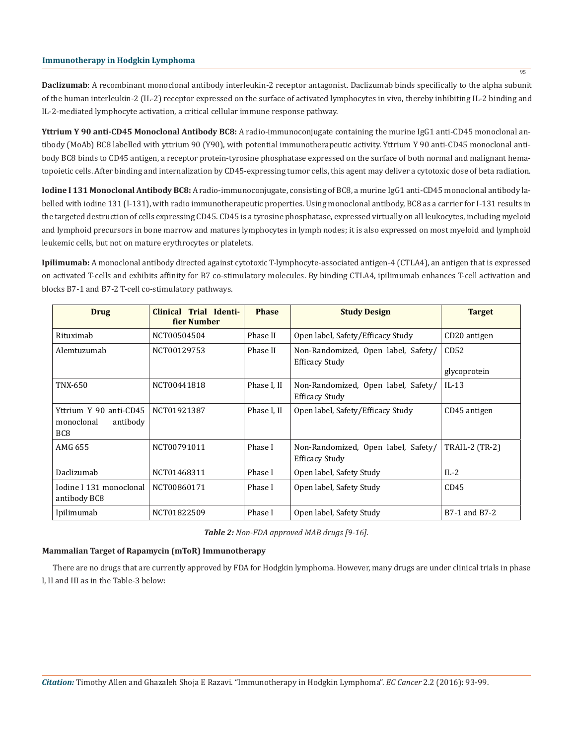**Daclizumab**: A recombinant monoclonal antibody interleukin-2 receptor antagonist. Daclizumab binds specifically to the alpha subunit of the human interleukin-2 (IL-2) receptor expressed on the surface of activated lymphocytes in vivo, thereby inhibiting IL-2 binding and IL-2-mediated lymphocyte activation, a critical cellular immune response pathway.

**Yttrium Y 90 anti-CD45 Monoclonal Antibody BC8:** A radio-immunoconjugate containing the murine IgG1 anti-CD45 monoclonal antibody (MoAb) BC8 labelled with yttrium 90 (Y90), with potential immunotherapeutic activity. Yttrium Y 90 anti-CD45 monoclonal antibody BC8 binds to CD45 antigen, a receptor protein-tyrosine phosphatase expressed on the surface of both normal and malignant hematopoietic cells. After binding and internalization by CD45-expressing tumor cells, this agent may deliver a cytotoxic dose of beta radiation.

**Iodine I 131 Monoclonal Antibody BC8:** A radio-immunoconjugate, consisting of BC8, a murine IgG1 anti-CD45 monoclonal antibody labelled with iodine 131 (I-131), with radio immunotherapeutic properties. Using monoclonal antibody, BC8 as a carrier for I-131 results in the targeted destruction of cells expressing CD45. CD45 is a tyrosine phosphatase, expressed virtually on all leukocytes, including myeloid and lymphoid precursors in bone marrow and matures lymphocytes in lymph nodes; it is also expressed on most myeloid and lymphoid leukemic cells, but not on mature erythrocytes or platelets.

**Ipilimumab:** A monoclonal antibody directed against cytotoxic T-lymphocyte-associated antigen-4 (CTLA4), an antigen that is expressed on activated T-cells and exhibits affinity for B7 co-stimulatory molecules. By binding CTLA4, ipilimumab enhances T-cell activation and blocks B7-1 and B7-2 T-cell co-stimulatory pathways.

| Drug | Clinical Trial Identifier Number | Phase | Study Design | Target |
|---|---|---|---|---|
| Rituximab | NCT00504504 | Phase II | Open label, Safety/Efficacy Study | CD20 antigen |
| Alemtuzumab | NCT00129753 | Phase II | Non-Randomized, Open label, Safety/Efficacy Study | CD52 glycoprotein |
| TNX-650 | NCT00441818 | Phase I, II | Non-Randomized, Open label, Safety/Efficacy Study | IL-13 |
| Yttrium Y 90 anti-CD45 monoclonal antibody BC8 | NCT01921387 | Phase I, II | Open label, Safety/Efficacy Study | CD45 antigen |
| AMG 655 | NCT00791011 | Phase I | Non-Randomized, Open label, Safety/Efficacy Study | TRAIL-2 (TR-2) |
| Daclizumab | NCT01468311 | Phase I | Open label, Safety Study | IL-2 |
| Iodine I 131 monoclonal antibody BC8 | NCT00860171 | Phase I | Open label, Safety Study | CD45 |
| Ipilimumab | NCT01822509 | Phase I | Open label, Safety Study | B7-1 and B7-2 |

***Table 2:*** *Non-FDA approved MAB drugs [9-16].*

### Mammalian Target of Rapamycin (mToR) Immunotherapy

There are no drugs that are currently approved by FDA for Hodgkin lymphoma. However, many drugs are under clinical trials in phase I, II and III as in the Table-3 below: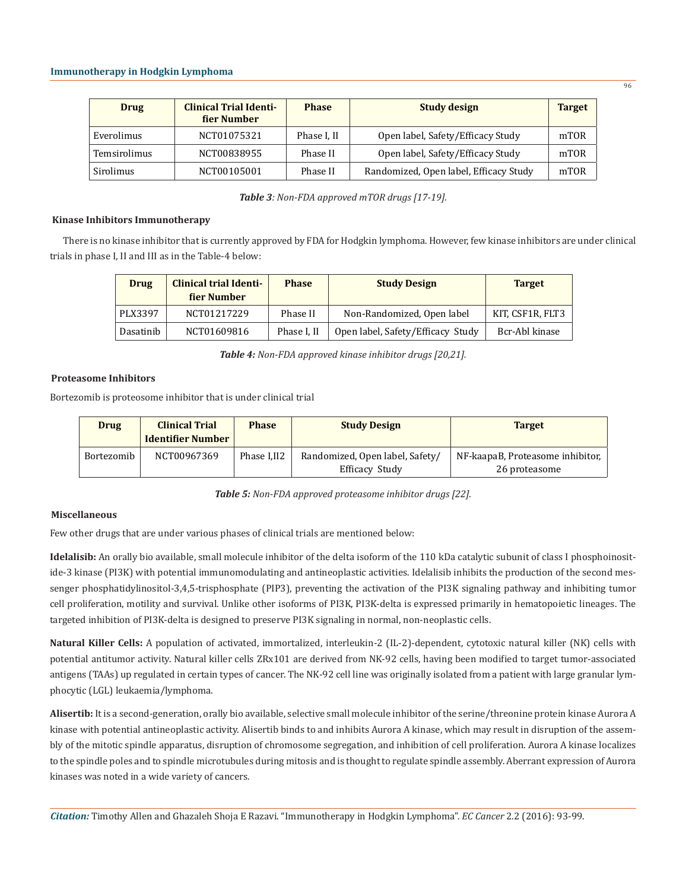| Drug | Clinical Trial Identifier Number | Phase | Study design | Target |
|---|---|---|---|---|
| Everolimus | NCT01075321 | Phase I, II | Open label, Safety/Efficacy Study | mTOR |
| Temsirolimus | NCT00838955 | Phase II | Open label, Safety/Efficacy Study | mTOR |
| Sirolimus | NCT00105001 | Phase II | Randomized, Open label, Efficacy Study | mTOR |

***Table 3**: Non-FDA approved mTOR drugs [17-19].*

### Kinase Inhibitors Immunotherapy

There is no kinase inhibitor that is currently approved by FDA for Hodgkin lymphoma. However, few kinase inhibitors are under clinical trials in phase I, II and III as in the Table-4 below:

| Drug | Clinical trial Identifier Number | Phase | Study Design | Target |
|---|---|---|---|---|
| PLX3397 | NCT01217229 | Phase II | Non-Randomized, Open label | KIT, CSF1R, FLT3 |
| Dasatinib | NCT01609816 | Phase I, II | Open label, Safety/Efficacy Study | Bcr-Abl kinase |

***Table 4:** Non-FDA approved kinase inhibitor drugs [20,21].*

### Proteasome Inhibitors

Bortezomib is proteosome inhibitor that is under clinical trial

| Drug | Clinical Trial Identifier Number | Phase | Study Design | Target |
|---|---|---|---|---|
| Bortezomib | NCT00967369 | Phase I,II2 | Randomized, Open label, Safety/ Efficacy Study | NF-kaapaB, Proteasome inhibitor, 26 proteasome |

***Table 5:** Non-FDA approved proteasome inhibitor drugs [22].*

### Miscellaneous

Few other drugs that are under various phases of clinical trials are mentioned below:

**Idelalisib:** An orally bio available, small molecule inhibitor of the delta isoform of the 110 kDa catalytic subunit of class I phosphoinositide-3 kinase (PI3K) with potential immunomodulating and antineoplastic activities. Idelalisib inhibits the production of the second messenger phosphatidylinositol-3,4,5-trisphosphate (PIP3), preventing the activation of the PI3K signaling pathway and inhibiting tumor cell proliferation, motility and survival. Unlike other isoforms of PI3K, PI3K-delta is expressed primarily in hematopoietic lineages. The targeted inhibition of PI3K-delta is designed to preserve PI3K signaling in normal, non-neoplastic cells.

**Natural Killer Cells:** A population of activated, immortalized, interleukin-2 (IL-2)-dependent, cytotoxic natural killer (NK) cells with potential antitumor activity. Natural killer cells ZRx101 are derived from NK-92 cells, having been modified to target tumor-associated antigens (TAAs) up regulated in certain types of cancer. The NK-92 cell line was originally isolated from a patient with large granular lymphocytic (LGL) leukaemia/lymphoma.

**Alisertib:** It is a second-generation, orally bio available, selective small molecule inhibitor of the serine/threonine protein kinase Aurora A kinase with potential antineoplastic activity. Alisertib binds to and inhibits Aurora A kinase, which may result in disruption of the assembly of the mitotic spindle apparatus, disruption of chromosome segregation, and inhibition of cell proliferation. Aurora A kinase localizes to the spindle poles and to spindle microtubules during mitosis and is thought to regulate spindle assembly. Aberrant expression of Aurora kinases was noted in a wide variety of cancers.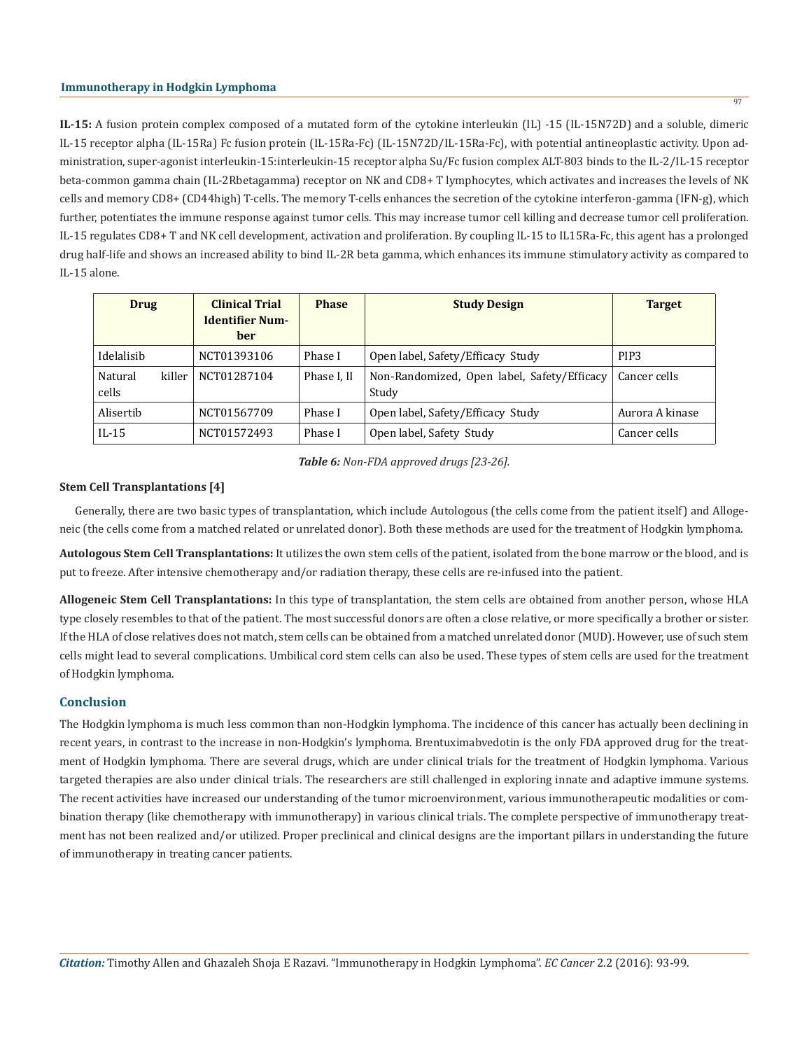**IL-15:** A fusion protein complex composed of a mutated form of the cytokine interleukin (IL) -15 (IL-15N72D) and a soluble, dimeric IL-15 receptor alpha (IL-15Ra) Fc fusion protein (IL-15Ra-Fc) (IL-15N72D/IL-15Ra-Fc), with potential antineoplastic activity. Upon administration, super-agonist interleukin-15:interleukin-15 receptor alpha Su/Fc fusion complex ALT-803 binds to the IL-2/IL-15 receptor beta-common gamma chain (IL-2Rbetagamma) receptor on NK and CD8+ T lymphocytes, which activates and increases the levels of NK cells and memory CD8+ (CD44high) T-cells. The memory T-cells enhances the secretion of the cytokine interferon-gamma (IFN-g), which further, potentiates the immune response against tumor cells. This may increase tumor cell killing and decrease tumor cell proliferation. IL-15 regulates CD8+ T and NK cell development, activation and proliferation. By coupling IL-15 to IL15Ra-Fc, this agent has a prolonged drug half-life and shows an increased ability to bind IL-2R beta gamma, which enhances its immune stimulatory activity as compared to IL-15 alone.

| Drug | Clinical Trial Identifier Number | Phase | Study Design | Target |
|---|---|---|---|---|
| Idelalisib | NCT01393106 | Phase I | Open label, Safety/Efficacy Study | PIP3 |
| Natural killer cells | NCT01287104 | Phase I, II | Non-Randomized, Open label, Safety/Efficacy Study | Cancer cells |
| Alisertib | NCT01567709 | Phase I | Open label, Safety/Efficacy Study | Aurora A kinase |
| IL-15 | NCT01572493 | Phase I | Open label, Safety Study | Cancer cells |

***Table 6:*** *Non-FDA approved drugs [23-26].*

**Stem Cell Transplantations [4]**

Generally, there are two basic types of transplantation, which include Autologous (the cells come from the patient itself) and Allogeneic (the cells come from a matched related or unrelated donor). Both these methods are used for the treatment of Hodgkin lymphoma.

**Autologous Stem Cell Transplantations:** It utilizes the own stem cells of the patient, isolated from the bone marrow or the blood, and is put to freeze. After intensive chemotherapy and/or radiation therapy, these cells are re-infused into the patient.

**Allogeneic Stem Cell Transplantations:** In this type of transplantation, the stem cells are obtained from another person, whose HLA type closely resembles to that of the patient. The most successful donors are often a close relative, or more specifically a brother or sister. If the HLA of close relatives does not match, stem cells can be obtained from a matched unrelated donor (MUD). However, use of such stem cells might lead to several complications. Umbilical cord stem cells can also be used. These types of stem cells are used for the treatment of Hodgkin lymphoma.

## Conclusion

The Hodgkin lymphoma is much less common than non-Hodgkin lymphoma. The incidence of this cancer has actually been declining in recent years, in contrast to the increase in non-Hodgkin's lymphoma. Brentuximabvedotin is the only FDA approved drug for the treatment of Hodgkin lymphoma. There are several drugs, which are under clinical trials for the treatment of Hodgkin lymphoma. Various targeted therapies are also under clinical trials. The researchers are still challenged in exploring innate and adaptive immune systems. The recent activities have increased our understanding of the tumor microenvironment, various immunotherapeutic modalities or combination therapy (like chemotherapy with immunotherapy) in various clinical trials. The complete perspective of immunotherapy treatment has not been realized and/or utilized. Proper preclinical and clinical designs are the important pillars in understanding the future of immunotherapy in treating cancer patients.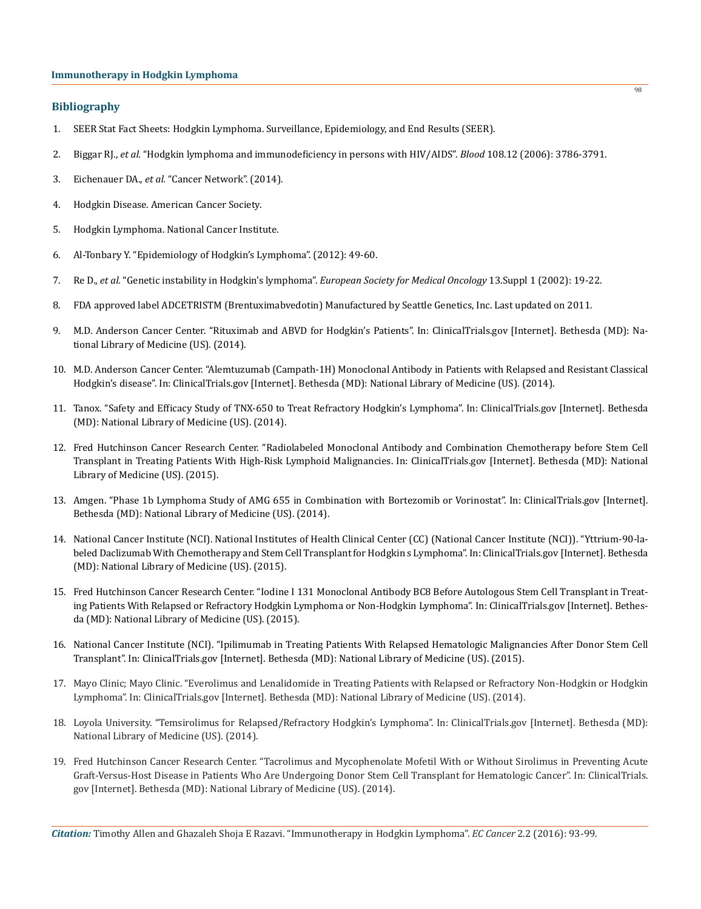## Bibliography

1. SEER Stat Fact Sheets: Hodgkin Lymphoma. Surveillance, Epidemiology, and End Results (SEER).
2. Biggar RJ., *et al.* "Hodgkin lymphoma and immunodeficiency in persons with HIV/AIDS". *Blood* 108.12 (2006): 3786-3791.
3. Eichenauer DA., *et al.* "Cancer Network". (2014).
4. Hodgkin Disease. American Cancer Society.
5. Hodgkin Lymphoma. National Cancer Institute.
6. Al-Tonbary Y. "Epidemiology of Hodgkin's Lymphoma". (2012): 49-60.
7. Re D., *et al.* "Genetic instability in Hodgkin's lymphoma". *European Society for Medical Oncology* 13.Suppl 1 (2002): 19-22.
8. FDA approved label ADCETRISTM (Brentuximabvedotin) Manufactured by Seattle Genetics, Inc. Last updated on 2011.
9. M.D. Anderson Cancer Center. "Rituximab and ABVD for Hodgkin's Patients". In: ClinicalTrials.gov [Internet]. Bethesda (MD): National Library of Medicine (US). (2014).
10. M.D. Anderson Cancer Center. "Alemtuzumab (Campath-1H) Monoclonal Antibody in Patients with Relapsed and Resistant Classical Hodgkin's disease". In: ClinicalTrials.gov [Internet]. Bethesda (MD): National Library of Medicine (US). (2014).
11. Tanox. "Safety and Efficacy Study of TNX-650 to Treat Refractory Hodgkin's Lymphoma". In: ClinicalTrials.gov [Internet]. Bethesda (MD): National Library of Medicine (US). (2014).
12. Fred Hutchinson Cancer Research Center. "Radiolabeled Monoclonal Antibody and Combination Chemotherapy before Stem Cell Transplant in Treating Patients With High-Risk Lymphoid Malignancies. In: ClinicalTrials.gov [Internet]. Bethesda (MD): National Library of Medicine (US). (2015).
13. Amgen. "Phase 1b Lymphoma Study of AMG 655 in Combination with Bortezomib or Vorinostat". In: ClinicalTrials.gov [Internet]. Bethesda (MD): National Library of Medicine (US). (2014).
14. National Cancer Institute (NCI). National Institutes of Health Clinical Center (CC) (National Cancer Institute (NCI)). "Yttrium-90-labeled Daclizumab With Chemotherapy and Stem Cell Transplant for Hodgkin s Lymphoma". In: ClinicalTrials.gov [Internet]. Bethesda (MD): National Library of Medicine (US). (2015).
15. Fred Hutchinson Cancer Research Center. "Iodine I 131 Monoclonal Antibody BC8 Before Autologous Stem Cell Transplant in Treating Patients With Relapsed or Refractory Hodgkin Lymphoma or Non-Hodgkin Lymphoma". In: ClinicalTrials.gov [Internet]. Bethesda (MD): National Library of Medicine (US). (2015).
16. National Cancer Institute (NCI). "Ipilimumab in Treating Patients With Relapsed Hematologic Malignancies After Donor Stem Cell Transplant". In: ClinicalTrials.gov [Internet]. Bethesda (MD): National Library of Medicine (US). (2015).
17. Mayo Clinic; Mayo Clinic. "Everolimus and Lenalidomide in Treating Patients with Relapsed or Refractory Non-Hodgkin or Hodgkin Lymphoma". In: ClinicalTrials.gov [Internet]. Bethesda (MD): National Library of Medicine (US). (2014).
18. Loyola University. "Temsirolimus for Relapsed/Refractory Hodgkin's Lymphoma". In: ClinicalTrials.gov [Internet]. Bethesda (MD): National Library of Medicine (US). (2014).
19. Fred Hutchinson Cancer Research Center. "Tacrolimus and Mycophenolate Mofetil With or Without Sirolimus in Preventing Acute Graft-Versus-Host Disease in Patients Who Are Undergoing Donor Stem Cell Transplant for Hematologic Cancer". In: ClinicalTrials.gov [Internet]. Bethesda (MD): National Library of Medicine (US). (2014).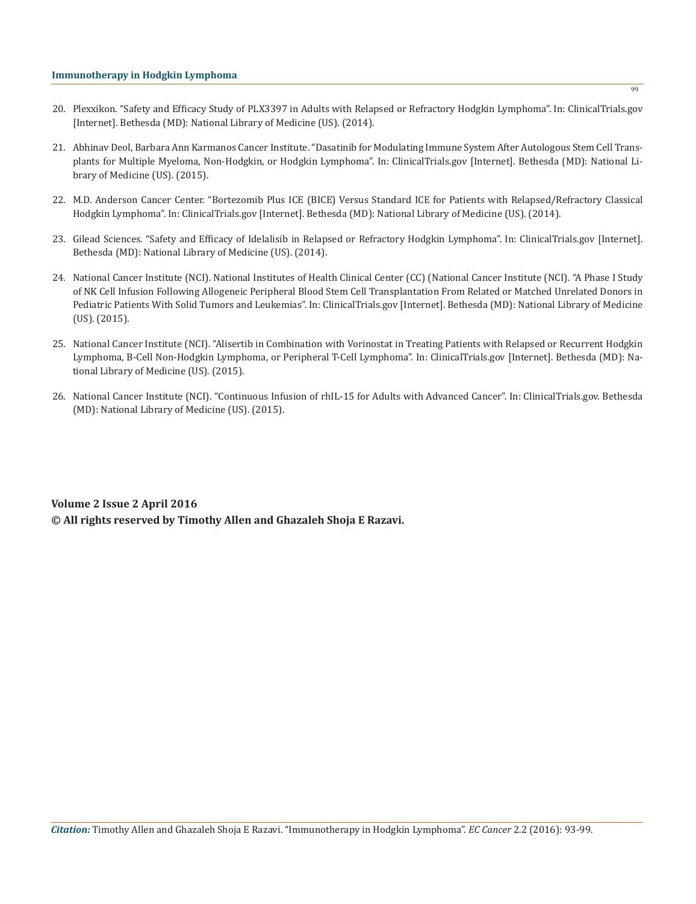20. Plexxikon. "Safety and Efficacy Study of PLX3397 in Adults with Relapsed or Refractory Hodgkin Lymphoma". In: ClinicalTrials.gov [Internet]. Bethesda (MD): National Library of Medicine (US). (2014).

21. Abhinav Deol, Barbara Ann Karmanos Cancer Institute. "Dasatinib for Modulating Immune System After Autologous Stem Cell Transplants for Multiple Myeloma, Non-Hodgkin, or Hodgkin Lymphoma". In: ClinicalTrials.gov [Internet]. Bethesda (MD): National Library of Medicine (US). (2015).

22. M.D. Anderson Cancer Center. "Bortezomib Plus ICE (BICE) Versus Standard ICE for Patients with Relapsed/Refractory Classical Hodgkin Lymphoma". In: ClinicalTrials.gov [Internet]. Bethesda (MD): National Library of Medicine (US). (2014).

23. Gilead Sciences. "Safety and Efficacy of Idelalisib in Relapsed or Refractory Hodgkin Lymphoma". In: ClinicalTrials.gov [Internet]. Bethesda (MD): National Library of Medicine (US). (2014).

24. National Cancer Institute (NCI). National Institutes of Health Clinical Center (CC) (National Cancer Institute (NCI). "A Phase I Study of NK Cell Infusion Following Allogeneic Peripheral Blood Stem Cell Transplantation From Related or Matched Unrelated Donors in Pediatric Patients With Solid Tumors and Leukemias". In: ClinicalTrials.gov [Internet]. Bethesda (MD): National Library of Medicine (US). (2015).

25. National Cancer Institute (NCI). "Alisertib in Combination with Vorinostat in Treating Patients with Relapsed or Recurrent Hodgkin Lymphoma, B-Cell Non-Hodgkin Lymphoma, or Peripheral T-Cell Lymphoma". In: ClinicalTrials.gov [Internet]. Bethesda (MD): National Library of Medicine (US). (2015).

26. National Cancer Institute (NCI). "Continuous Infusion of rhIL-15 for Adults with Advanced Cancer". In: ClinicalTrials.gov. Bethesda (MD): National Library of Medicine (US). (2015).

**Volume 2 Issue 2 April 2016**
**© All rights reserved by Timothy Allen and Ghazaleh Shoja E Razavi.**